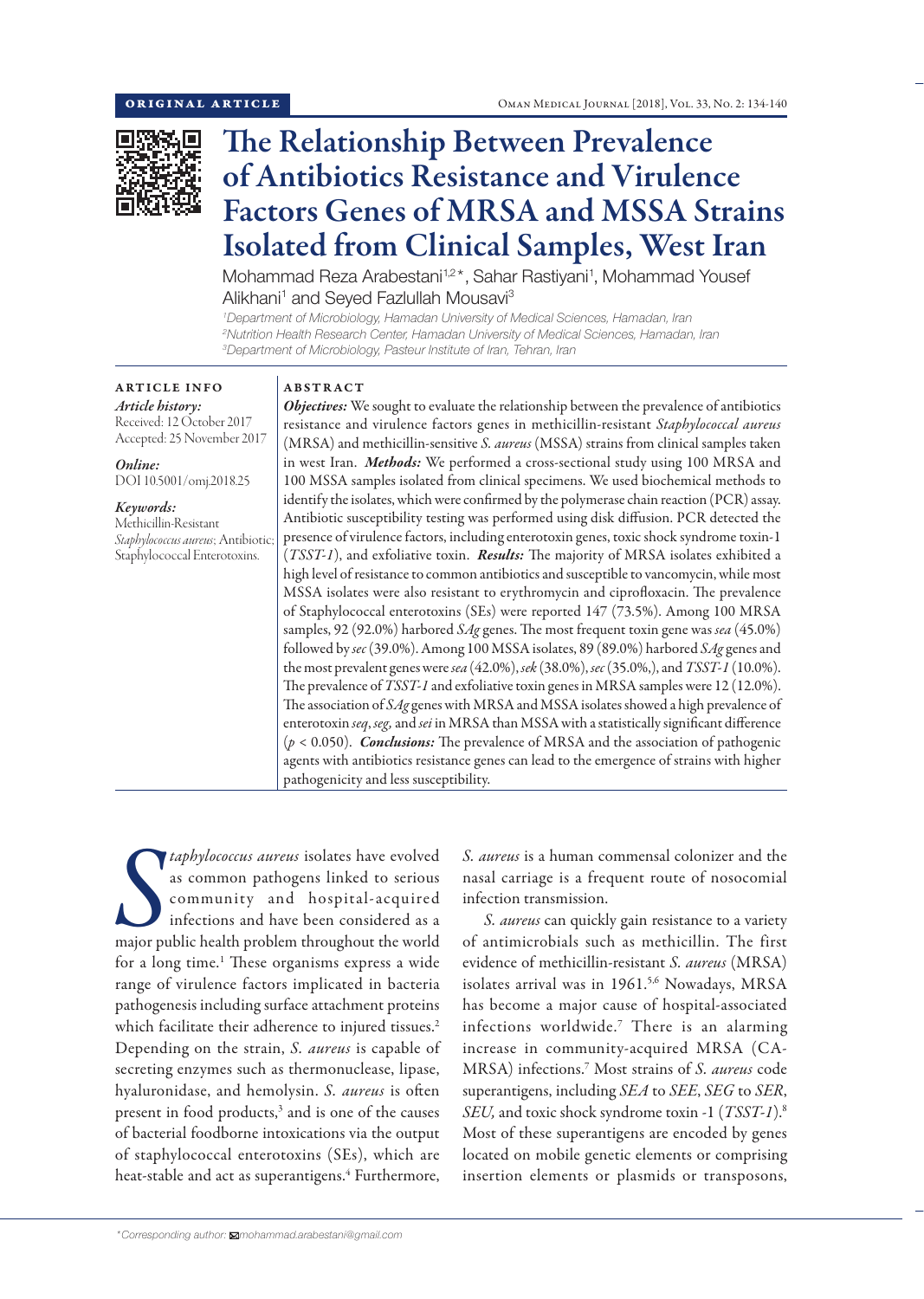ORIGINAL ARTICLE

# The Relationship Between Prevalence of Antibiotics Resistance and Virulence Factors Genes of MRSA and MSSA Strains Isolated from Clinical Samples, West Iran

Mohammad Reza Arabestani[1,2]*, Sahar Rastiyani[1], Mohammad Yousef Alikhani[1] and Seyed Fazlullah Mousavi[3]

[1]*Department of Microbiology, Hamadan University of Medical Sciences, Hamadan, Iran*
[2]*Nutrition Health Research Center, Hamadan University of Medical Sciences, Hamadan, Iran*
[3]*Department of Microbiology, Pasteur Institute of Iran, Tehran, Iran*

## ARTICLE INFO

*Article history:*
Received: 12 October 2017
Accepted: 25 November 2017

*Online:*
DOI 10.5001/omj.2018.25

*Keywords:*
Methicillin-Resistant *Staphylococcus aureus*; Antibiotic; Staphylococcal Enterotoxins.

## ABSTRACT

***Objectives:*** We sought to evaluate the relationship between the prevalence of antibiotics resistance and virulence factors genes in methicillin-resistant *Staphylococcal aureus* (MRSA) and methicillin-sensitive *S. aureus* (MSSA) strains from clinical samples taken in west Iran. ***Methods:*** We performed a cross-sectional study using 100 MRSA and 100 MSSA samples isolated from clinical specimens. We used biochemical methods to identify the isolates, which were confirmed by the polymerase chain reaction (PCR) assay. Antibiotic susceptibility testing was performed using disk diffusion. PCR detected the presence of virulence factors, including enterotoxin genes, toxic shock syndrome toxin-1 (*TSST-1*), and exfoliative toxin. ***Results:*** The majority of MRSA isolates exhibited a high level of resistance to common antibiotics and susceptible to vancomycin, while most MSSA isolates were also resistant to erythromycin and ciprofloxacin. The prevalence of Staphylococcal enterotoxins (SEs) were reported 147 (73.5%). Among 100 MRSA samples, 92 (92.0%) harbored *SAg* genes. The most frequent toxin gene was *sea* (45.0%) followed by *sec* (39.0%). Among 100 MSSA isolates, 89 (89.0%) harbored *SAg* genes and the most prevalent genes were *sea* (42.0%), *sek* (38.0%), *sec* (35.0%,), and *TSST-1* (10.0%). The prevalence of *TSST-1* and exfoliative toxin genes in MRSA samples were 12 (12.0%). The association of *SAg* genes with MRSA and MSSA isolates showed a high prevalence of enterotoxin *seq*, *seg,* and *sei* in MRSA than MSSA with a statistically significant difference ($p < 0.050$). ***Conclusions:*** The prevalence of MRSA and the association of pathogenic agents with antibiotics resistance genes can lead to the emergence of strains with higher pathogenicity and less susceptibility.

*Staphylococcus aureus* isolates have evolved as common pathogens linked to serious community and hospital-acquired infections and have been considered as a major public health problem throughout the world for a long time.[1] These organisms express a wide range of virulence factors implicated in bacteria pathogenesis including surface attachment proteins which facilitate their adherence to injured tissues.[2] Depending on the strain, *S. aureus* is capable of secreting enzymes such as thermonuclease, lipase, hyaluronidase, and hemolysin. *S. aureus* is often present in food products,[3] and is one of the causes of bacterial foodborne intoxications via the output of staphylococcal enterotoxins (SEs), which are heat-stable and act as superantigens.[4] Furthermore, *S. aureus* is a human commensal colonizer and the nasal carriage is a frequent route of nosocomial infection transmission.

*S. aureus* can quickly gain resistance to a variety of antimicrobials such as methicillin. The first evidence of methicillin-resistant *S. aureus* (MRSA) isolates arrival was in 1961.[5,6] Nowadays, MRSA has become a major cause of hospital-associated infections worldwide.[7] There is an alarming increase in community-acquired MRSA (CA-MRSA) infections.[7] Most strains of *S. aureus* code superantigens, including *SEA* to *SEE*, *SEG* to *SER*, *SEU,* and toxic shock syndrome toxin -1 (*TSST-1*).[8] Most of these superantigens are encoded by genes located on mobile genetic elements or comprising insertion elements or plasmids or transposons,

*Corresponding author: mohammad.arabestani@gmail.com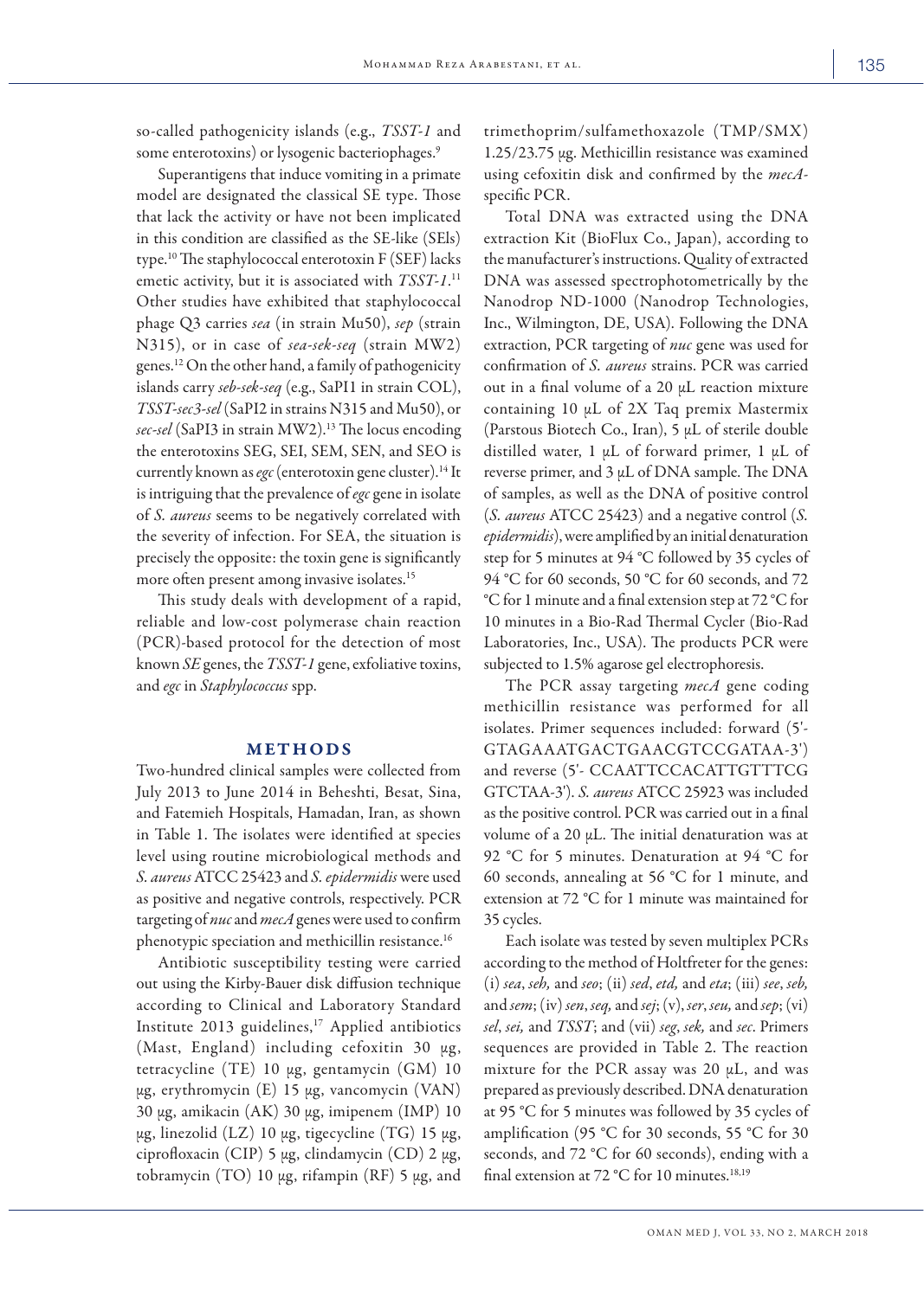so-called pathogenicity islands (e.g., *TSST-1* and some enterotoxins) or lysogenic bacteriophages.[9]

Superantigens that induce vomiting in a primate model are designated the classical SE type. Those that lack the activity or have not been implicated in this condition are classified as the SE-like (SEls) type.[10] The staphylococcal enterotoxin F (SEF) lacks emetic activity, but it is associated with *TSST-1*.[11] Other studies have exhibited that staphylococcal phage Q3 carries *sea* (in strain Mu50), *sep* (strain N315), or in case of *sea-sek-seq* (strain MW2) genes.[12] On the other hand, a family of pathogenicity islands carry *seb-sek-seq* (e.g., SaPI1 in strain COL), *TSST-sec3-sel* (SaPI2 in strains N315 and Mu50), or *sec-sel* (SaPI3 in strain MW2).[13] The locus encoding the enterotoxins SEG, SEI, SEM, SEN, and SEO is currently known as *egc* (enterotoxin gene cluster).[14] It is intriguing that the prevalence of *egc* gene in isolate of *S. aureus* seems to be negatively correlated with the severity of infection. For SEA, the situation is precisely the opposite: the toxin gene is significantly more often present among invasive isolates.[15]

This study deals with development of a rapid, reliable and low-cost polymerase chain reaction (PCR)-based protocol for the detection of most known *SE* genes, the *TSST-1* gene, exfoliative toxins, and *egc* in *Staphylococcus* spp.

## METHODS

Two-hundred clinical samples were collected from July 2013 to June 2014 in Beheshti, Besat, Sina, and Fatemieh Hospitals, Hamadan, Iran, as shown in Table 1. The isolates were identified at species level using routine microbiological methods and *S. aureus* ATCC 25423 and *S. epidermidis* were used as positive and negative controls, respectively. PCR targeting of *nuc* and *mecA* genes were used to confirm phenotypic speciation and methicillin resistance.[16]

Antibiotic susceptibility testing were carried out using the Kirby-Bauer disk diffusion technique according to Clinical and Laboratory Standard Institute 2013 guidelines,[17] Applied antibiotics (Mast, England) including cefoxitin 30 µg, tetracycline (TE) 10 µg, gentamycin (GM) 10 µg, erythromycin (E) 15 µg, vancomycin (VAN) 30 µg, amikacin (AK) 30 µg, imipenem (IMP) 10 µg, linezolid (LZ) 10 µg, tigecycline (TG) 15 µg, ciprofloxacin (CIP) 5 µg, clindamycin (CD) 2 µg, tobramycin (TO) 10 µg, rifampin (RF) 5 µg, and trimethoprim/sulfamethoxazole (TMP/SMX) 1.25/23.75 µg. Methicillin resistance was examined using cefoxitin disk and confirmed by the *mecA*-specific PCR.

Total DNA was extracted using the DNA extraction Kit (BioFlux Co., Japan), according to the manufacturer's instructions. Quality of extracted DNA was assessed spectrophotometrically by the Nanodrop ND-1000 (Nanodrop Technologies, Inc., Wilmington, DE, USA). Following the DNA extraction, PCR targeting of *nuc* gene was used for confirmation of *S. aureus* strains. PCR was carried out in a final volume of a 20 µL reaction mixture containing 10 µL of 2X Taq premix Mastermix (Parstous Biotech Co., Iran), 5 µL of sterile double distilled water, 1 µL of forward primer, 1 µL of reverse primer, and 3 µL of DNA sample. The DNA of samples, as well as the DNA of positive control (*S. aureus* ATCC 25423) and a negative control (*S. epidermidis*), were amplified by an initial denaturation step for 5 minutes at 94 °C followed by 35 cycles of 94 °C for 60 seconds, 50 °C for 60 seconds, and 72 °C for 1 minute and a final extension step at 72 °C for 10 minutes in a Bio-Rad Thermal Cycler (Bio-Rad Laboratories, Inc., USA). The products PCR were subjected to 1.5% agarose gel electrophoresis.

The PCR assay targeting *mecA* gene coding methicillin resistance was performed for all isolates. Primer sequences included: forward (5'-GTAGAAATGACTGAACGTCCGATAA-3') and reverse (5'- CCAATTCCACATTGTTTCG GTCTAA-3'). *S. aureus* ATCC 25923 was included as the positive control. PCR was carried out in a final volume of a 20 µL. The initial denaturation was at 92 °C for 5 minutes. Denaturation at 94 °C for 60 seconds, annealing at 56 °C for 1 minute, and extension at 72 °C for 1 minute was maintained for 35 cycles.

Each isolate was tested by seven multiplex PCRs according to the method of Holtfreter for the genes: (i) *sea*, *seh,* and *seo*; (ii) *sed*, *etd,* and *eta*; (iii) *see*, *seb,* and *sem*; (iv) *sen*, *seq,* and *sej*; (v), *ser*, *seu,* and *sep*; (vi) *sel*, *sei,* and *TSST*; and (vii) *seg*, *sek,* and *sec*. Primers sequences are provided in Table 2. The reaction mixture for the PCR assay was 20 µL, and was prepared as previously described. DNA denaturation at 95 °C for 5 minutes was followed by 35 cycles of amplification (95 °C for 30 seconds, 55 °C for 30 seconds, and 72 °C for 60 seconds), ending with a final extension at 72 °C for 10 minutes.[18,19]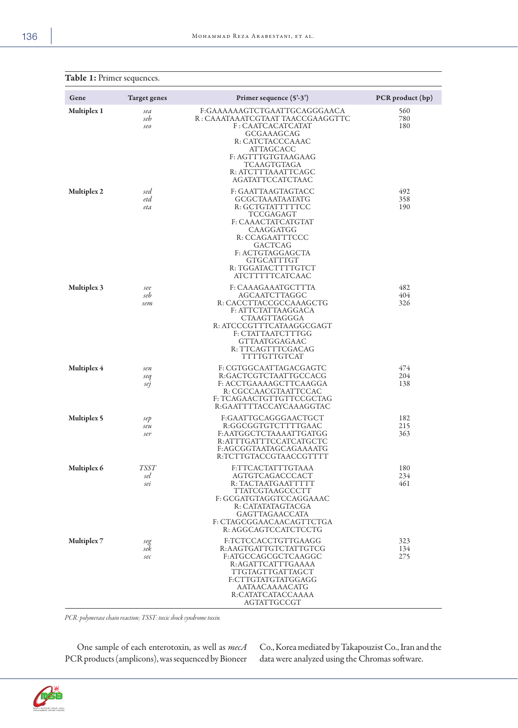**Table 1:** Primer sequences.

| Gene | Target genes | Primer sequence (5'-3') | PCR product (bp) |
|---|---|---|---|
| **Multiplex 1** | *sea*<br>*seh*<br>*seo* | F:GAAAAAAGTCTGAATTGCAGGGAACA<br>R : CAAATAAATCGTAAT TAACCGAAGGTTC<br>F : CAATCACATCATAT GCGAAAGCAG<br>R: CATCTACCCAAAC ATTAGCACC<br>F: AGTTTGTGTAAGAAG TCAAGTGTAGA<br>R: ATCTTTAAATTCAGC AGATATTCCATCTAAC | 560<br>780<br>180 |
| **Multiplex 2** | *sed*<br>*etd*<br>*eta* | F: GAATTAAGTAGTACC GCGCTAAATAATATG<br>R: GCTGTATTTTTCC TCCGAGAGT<br>F: CAAACTATCATGTAT CAAGGATGG<br>R: CCAGAATTTCCC GACTCAG<br>F: ACTGTAGGAGCTA GTGCATTTGT<br>R: TGGATACTTTTGTCT ATCTTTTTCATCAAC | 492<br>358<br>190 |
| **Multiplex 3** | *see*<br>*seb*<br>*sem* | F: CAAAGAAATGCTTTA AGCAATCTTAGGC<br>R: CACCTTACCGCCAAAGCTG<br>F: ATTCTATTAAGGACA CTAAGTTAGGGA<br>R: ATCCCGTTTCATAAGGCGAGT<br>F: CTATTAATCTTTGG GTTAATGGAGAAC<br>R: TTCAGTTTCGACAG TTTTGTTGTCAT | 482<br>404<br>326 |
| **Multiplex 4** | *sen*<br>*seq*<br>*sej* | F: CGTGGCAATTAGACGAGTC<br>R:GACTCGTCTAATTGCCACG<br>F: ACCTGAAAAGCTTCAAGGA<br>R: CGCCAACGTAATTCCAC<br>F: TCAGAACTGTTGTTCCGCTAG<br>R:GAATTTTACCAYCAAAGGTAC | 474<br>204<br>138 |
| **Multiplex 5** | *sep*<br>*seu*<br>*ser* | F:GAATTGCAGGGAACTGCT<br>R:GGCGGTGTCTTTTGAAC<br>F:AATGGCTCTAAAATTGATGG<br>R:ATTTGATTTCCATCATGCTC<br>F:AGCGGTAATAGCAGAAAATG<br>R:TCTTGTACCGTAACCGTTTT | 182<br>215<br>363 |
| **Multiplex 6** | *TSST*<br>*sel*<br>*sei* | F:TTCACTATTTGTAAA AGTGTCAGACCCACT<br>R: TACTAATGAATTTTT TTATCGTAAGCCCTT<br>F: GCGATGTAGGTCCAGGAAAC<br>R: CATATATAGTACGA GAGTTAGAACCATA<br>F: CTAGCGGAACAACAGTTCTGA<br>R: AGGCAGTCCATCTCCTG | 180<br>234<br>461 |
| **Multiplex 7** | *seg*<br>*sek*<br>*sec* | F:TCTCCACCTGTTGAAGG<br>R:AAGTGATTGTCTATTGTCG<br>F:ATGCCAGCGCTCAAGGC<br>R:AGATTCATTTGAAAA TTGTAGTTGATTAGCT<br>F:CTTGTATGTATGGAGG AATAACAAAACATG<br>R:CATATCATACCAAAA AGTATTGCCGT | 323<br>134<br>275 |

*PCR: polymerase chain reaction; TSST: toxic shock syndrome toxin.*

One sample of each enterotoxin, as well as *mecA* PCR products (amplicons), was sequenced by Bioneer Co., Korea mediated by Takapouzist Co., Iran and the data were analyzed using the Chromas software.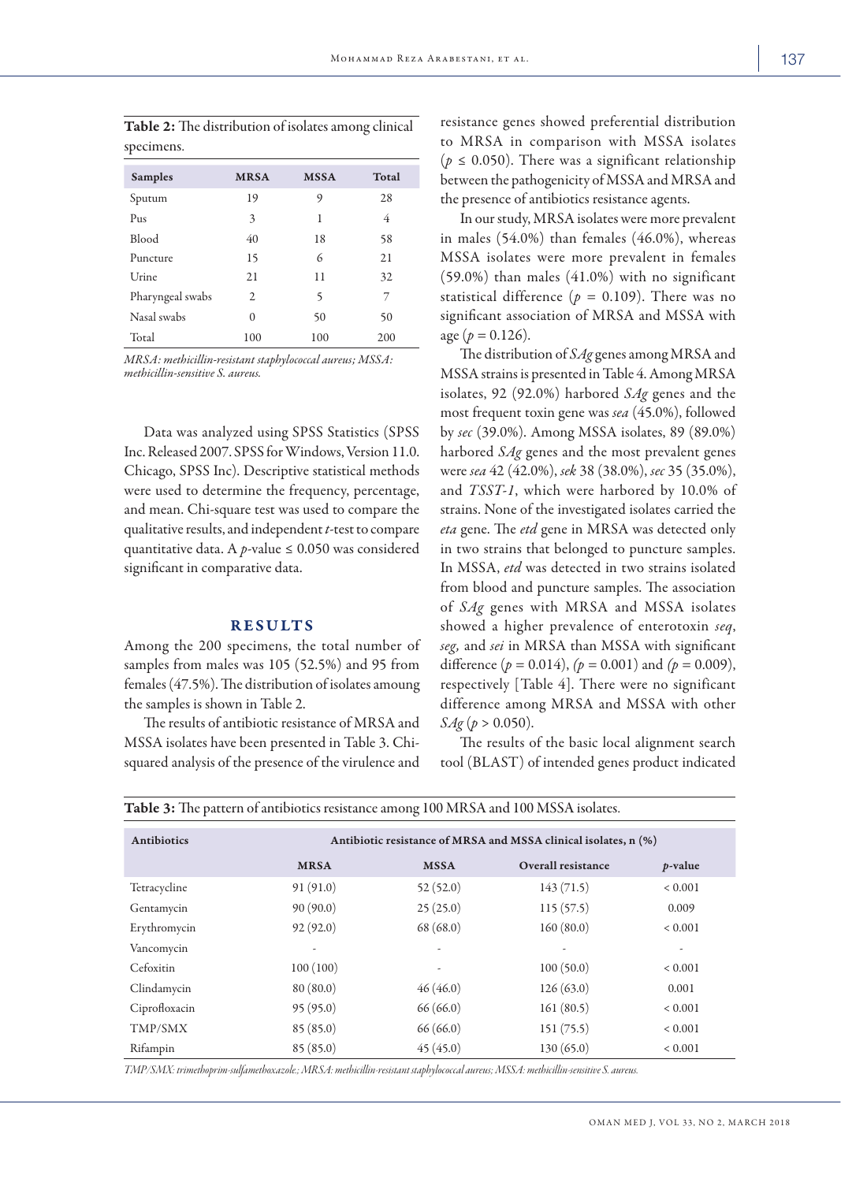**Table 2:** The distribution of isolates among clinical specimens.

| Samples | MRSA | MSSA | Total |
|---|---|---|---|
| Sputum | 19 | 9 | 28 |
| Pus | 3 | 1 | 4 |
| Blood | 40 | 18 | 58 |
| Puncture | 15 | 6 | 21 |
| Urine | 21 | 11 | 32 |
| Pharyngeal swabs | 2 | 5 | 7 |
| Nasal swabs | 0 | 50 | 50 |
| Total | 100 | 100 | 200 |

*MRSA: methicillin-resistant staphylococcal aureus; MSSA: methicillin-sensitive S. aureus.*

Data was analyzed using SPSS Statistics (SPSS Inc. Released 2007. SPSS for Windows, Version 11.0. Chicago, SPSS Inc). Descriptive statistical methods were used to determine the frequency, percentage, and mean. Chi-square test was used to compare the qualitative results, and independent *t*-test to compare quantitative data. A *p*-value ≤ 0.050 was considered significant in comparative data.

## RESULTS

Among the 200 specimens, the total number of samples from males was 105 (52.5%) and 95 from females (47.5%). The distribution of isolates amoung the samples is shown in Table 2.

The results of antibiotic resistance of MRSA and MSSA isolates have been presented in Table 3. Chi-squared analysis of the presence of the virulence and resistance genes showed preferential distribution to MRSA in comparison with MSSA isolates ($p \leq 0.050$). There was a significant relationship between the pathogenicity of MSSA and MRSA and the presence of antibiotics resistance agents.

In our study, MRSA isolates were more prevalent in males (54.0%) than females (46.0%), whereas MSSA isolates were more prevalent in females (59.0%) than males (41.0%) with no significant statistical difference ($p = 0.109$). There was no significant association of MRSA and MSSA with age ($p = 0.126$).

The distribution of *SAg* genes among MRSA and MSSA strains is presented in Table 4. Among MRSA isolates, 92 (92.0%) harbored *SAg* genes and the most frequent toxin gene was *sea* (45.0%), followed by *sec* (39.0%). Among MSSA isolates, 89 (89.0%) harbored *SAg* genes and the most prevalent genes were *sea* 42 (42.0%), *sek* 38 (38.0%), *sec* 35 (35.0%), and *TSST-1*, which were harbored by 10.0% of strains. None of the investigated isolates carried the *eta* gene. The *etd* gene in MRSA was detected only in two strains that belonged to puncture samples. In MSSA, *etd* was detected in two strains isolated from blood and puncture samples. The association of *SAg* genes with MRSA and MSSA isolates showed a higher prevalence of enterotoxin *seq*, *seg,* and *sei* in MRSA than MSSA with significant difference ($p = 0.014$), ($p = 0.001$) and ($p = 0.009$), respectively [Table 4]. There were no significant difference among MRSA and MSSA with other *SAg* ($p > 0.050$).

The results of the basic local alignment search tool (BLAST) of intended genes product indicated

**Table 3:** The pattern of antibiotics resistance among 100 MRSA and 100 MSSA isolates.

| Antibiotics | Antibiotic resistance of MRSA and MSSA clinical isolates, n (%) | | | |
|---|---|---|---|---|
| | MRSA | MSSA | Overall resistance | *p*-value |
| Tetracycline | 91 (91.0) | 52 (52.0) | 143 (71.5) | < 0.001 |
| Gentamycin | 90 (90.0) | 25 (25.0) | 115 (57.5) | 0.009 |
| Erythromycin | 92 (92.0) | 68 (68.0) | 160 (80.0) | < 0.001 |
| Vancomycin | - | - | - | - |
| Cefoxitin | 100 (100) | - | 100 (50.0) | < 0.001 |
| Clindamycin | 80 (80.0) | 46 (46.0) | 126 (63.0) | 0.001 |
| Ciprofloxacin | 95 (95.0) | 66 (66.0) | 161 (80.5) | < 0.001 |
| TMP/SMX | 85 (85.0) | 66 (66.0) | 151 (75.5) | < 0.001 |
| Rifampin | 85 (85.0) | 45 (45.0) | 130 (65.0) | < 0.001 |

*TMP/SMX: trimethoprim-sulfamethoxazole.; MRSA: methicillin-resistant staphylococcal aureus; MSSA: methicillin-sensitive S. aureus.*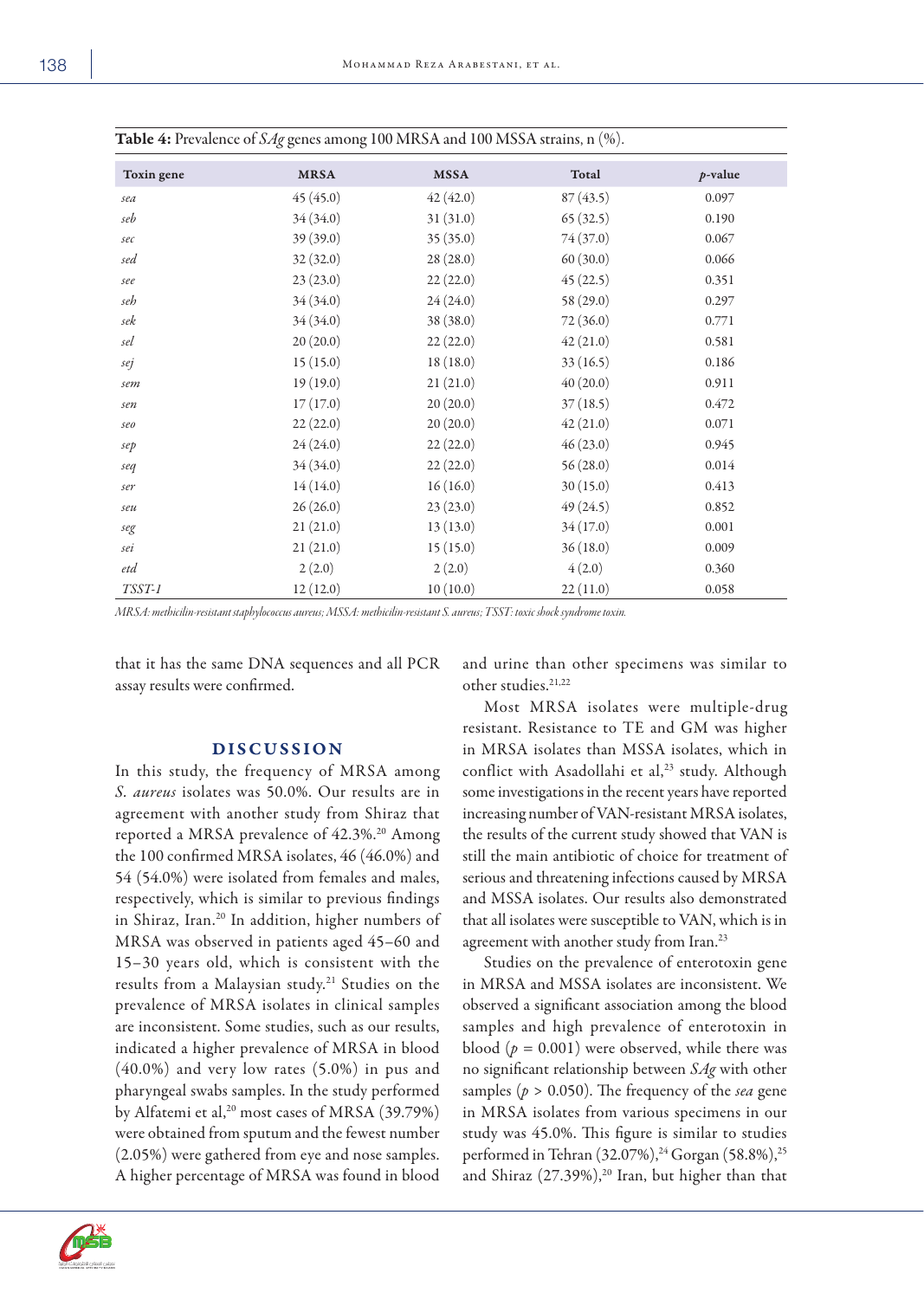**Table 4:** Prevalence of *SAg* genes among 100 MRSA and 100 MSSA strains, n (%).

| Toxin gene | MRSA | MSSA | Total | *p*-value |
|---|---|---|---|---|
| *sea* | 45 (45.0) | 42 (42.0) | 87 (43.5) | 0.097 |
| *seb* | 34 (34.0) | 31 (31.0) | 65 (32.5) | 0.190 |
| *sec* | 39 (39.0) | 35 (35.0) | 74 (37.0) | 0.067 |
| *sed* | 32 (32.0) | 28 (28.0) | 60 (30.0) | 0.066 |
| *see* | 23 (23.0) | 22 (22.0) | 45 (22.5) | 0.351 |
| *seh* | 34 (34.0) | 24 (24.0) | 58 (29.0) | 0.297 |
| *sek* | 34 (34.0) | 38 (38.0) | 72 (36.0) | 0.771 |
| *sel* | 20 (20.0) | 22 (22.0) | 42 (21.0) | 0.581 |
| *sej* | 15 (15.0) | 18 (18.0) | 33 (16.5) | 0.186 |
| *sem* | 19 (19.0) | 21 (21.0) | 40 (20.0) | 0.911 |
| *sen* | 17 (17.0) | 20 (20.0) | 37 (18.5) | 0.472 |
| *seo* | 22 (22.0) | 20 (20.0) | 42 (21.0) | 0.071 |
| *sep* | 24 (24.0) | 22 (22.0) | 46 (23.0) | 0.945 |
| *seq* | 34 (34.0) | 22 (22.0) | 56 (28.0) | 0.014 |
| *ser* | 14 (14.0) | 16 (16.0) | 30 (15.0) | 0.413 |
| *seu* | 26 (26.0) | 23 (23.0) | 49 (24.5) | 0.852 |
| *seg* | 21 (21.0) | 13 (13.0) | 34 (17.0) | 0.001 |
| *sei* | 21 (21.0) | 15 (15.0) | 36 (18.0) | 0.009 |
| *etd* | 2 (2.0) | 2 (2.0) | 4 (2.0) | 0.360 |
| *TSST-1* | 12 (12.0) | 10 (10.0) | 22 (11.0) | 0.058 |

*MRSA: methicilin-resistant staphylococcus aureus; MSSA: methicilin-resistant S. aureus; TSST: toxic shock syndrome toxin.*

that it has the same DNA sequences and all PCR assay results were confirmed.

## DISCUSSION

In this study, the frequency of MRSA among *S. aureus* isolates was 50.0%. Our results are in agreement with another study from Shiraz that reported a MRSA prevalence of 42.3%.[20] Among the 100 confirmed MRSA isolates, 46 (46.0%) and 54 (54.0%) were isolated from females and males, respectively, which is similar to previous findings in Shiraz, Iran.[20] In addition, higher numbers of MRSA was observed in patients aged 45–60 and 15–30 years old, which is consistent with the results from a Malaysian study.[21] Studies on the prevalence of MRSA isolates in clinical samples are inconsistent. Some studies, such as our results, indicated a higher prevalence of MRSA in blood (40.0%) and very low rates (5.0%) in pus and pharyngeal swabs samples. In the study performed by Alfatemi et al,[20] most cases of MRSA (39.79%) were obtained from sputum and the fewest number (2.05%) were gathered from eye and nose samples. A higher percentage of MRSA was found in blood and urine than other specimens was similar to other studies.[21,22]

Most MRSA isolates were multiple-drug resistant. Resistance to TE and GM was higher in MRSA isolates than MSSA isolates, which in conflict with Asadollahi et al,[23] study. Although some investigations in the recent years have reported increasing number of VAN-resistant MRSA isolates, the results of the current study showed that VAN is still the main antibiotic of choice for treatment of serious and threatening infections caused by MRSA and MSSA isolates. Our results also demonstrated that all isolates were susceptible to VAN, which is in agreement with another study from Iran.[23]

Studies on the prevalence of enterotoxin gene in MRSA and MSSA isolates are inconsistent. We observed a significant association among the blood samples and high prevalence of enterotoxin in blood ($p = 0.001$) were observed, while there was no significant relationship between *SAg* with other samples ($p > 0.050$). The frequency of the *sea* gene in MRSA isolates from various specimens in our study was 45.0%. This figure is similar to studies performed in Tehran (32.07%),[24] Gorgan (58.8%),[25] and Shiraz (27.39%),[20] Iran, but higher than that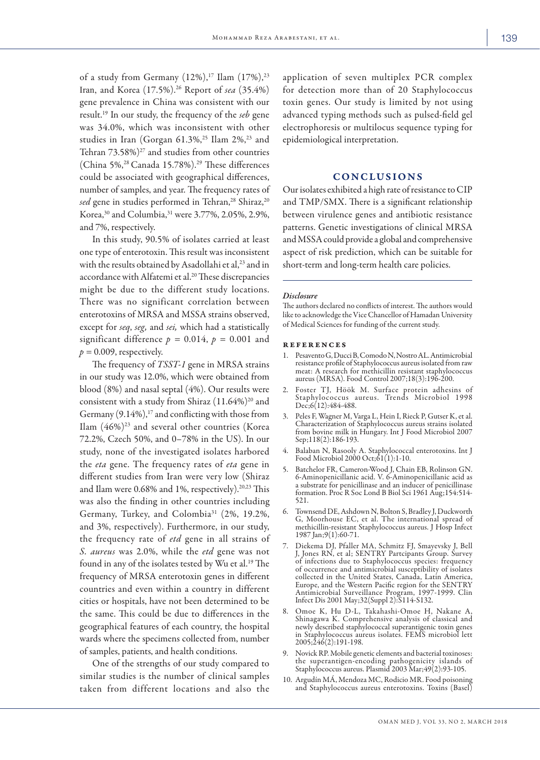of a study from Germany (12%),[17] Ilam (17%),[23] Iran, and Korea (17.5%).[26] Report of *sea* (35.4%) gene prevalence in China was consistent with our result.[19] In our study, the frequency of the *seb* gene was 34.0%, which was inconsistent with other studies in Iran (Gorgan 61.3%,[25] Ilam 2%,[23] and Tehran 73.58%)[27] and studies from other countries (China 5%,[28] Canada 15.78%).[29] These differences could be associated with geographical differences, number of samples, and year. The frequency rates of *sed* gene in studies performed in Tehran,[28] Shiraz,[20] Korea,[30] and Columbia,[31] were 3.77%, 2.05%, 2.9%, and 7%, respectively.

In this study, 90.5% of isolates carried at least one type of enterotoxin. This result was inconsistent with the results obtained by Asadollahi et al,[23] and in accordance with Alfatemi et al.[20] These discrepancies might be due to the different study locations. There was no significant correlation between enterotoxins of MRSA and MSSA strains observed, except for *seq*, *seg,* and *sei,* which had a statistically significant difference $p = 0.014$, $p = 0.001$ and $p = 0.009$, respectively.

The frequency of *TSST-1* gene in MRSA strains in our study was 12.0%, which were obtained from blood (8%) and nasal septal (4%). Our results were consistent with a study from Shiraz (11.64%)[20] and Germany (9.14%),[17] and conflicting with those from Ilam (46%)[23] and several other countries (Korea 72.2%, Czech 50%, and 0–78% in the US). In our study, none of the investigated isolates harbored the *eta* gene. The frequency rates of *eta* gene in different studies from Iran were very low (Shiraz and Ilam were 0.68% and 1%, respectively).[20,23] This was also the finding in other countries including Germany, Turkey, and Colombia[31] (2%, 19.2%, and 3%, respectively). Furthermore, in our study, the frequency rate of *etd* gene in all strains of *S. aureus* was 2.0%, while the *etd* gene was not found in any of the isolates tested by Wu et al.[19] The frequency of MRSA enterotoxin genes in different countries and even within a country in different cities or hospitals, have not been determined to be the same. This could be due to differences in the geographical features of each country, the hospital wards where the specimens collected from, number of samples, patients, and health conditions.

One of the strengths of our study compared to similar studies is the number of clinical samples taken from different locations and also the application of seven multiplex PCR complex for detection more than of 20 Staphylococcus toxin genes. Our study is limited by not using advanced typing methods such as pulsed-field gel electrophoresis or multilocus sequence typing for epidemiological interpretation.

## CONCLUSIONS

Our isolates exhibited a high rate of resistance to CIP and TMP/SMX. There is a significant relationship between virulence genes and antibiotic resistance patterns. Genetic investigations of clinical MRSA and MSSA could provide a global and comprehensive aspect of risk prediction, which can be suitable for short-term and long-term health care policies.

### *Disclosure*

The authors declared no conflicts of interest. The authors would like to acknowledge the Vice Chancellor of Hamadan University of Medical Sciences for funding of the current study.

### REFERENCES

1. Pesavento G, Ducci B, Comodo N, Nostro AL. Antimicrobial resistance profile of Staphylococcus aureus isolated from raw meat: A research for methicillin resistant staphylococcus aureus (MRSA). Food Control 2007;18(3):196-200.
2. Foster TJ, Höök M. Surface protein adhesins of Staphylococcus aureus. Trends Microbiol 1998 Dec;6(12):484-488.
3. Peles F, Wagner M, Varga L, Hein I, Rieck P, Gutser K, et al. Characterization of Staphylococcus aureus strains isolated from bovine milk in Hungary. Int J Food Microbiol 2007 Sep;118(2):186-193.
4. Balaban N, Rasooly A. Staphylococcal enterotoxins. Int J Food Microbiol 2000 Oct;61(1):1-10.
5. Batchelor FR, Cameron-Wood J, Chain EB, Rolinson GN. 6-Aminopenicillanic acid. V. 6-Aminopenicillanic acid as a substrate for penicillinase and an inducer of penicillinase formation. Proc R Soc Lond B Biol Sci 1961 Aug;154:514-521.
6. Townsend DE, Ashdown N, Bolton S, Bradley J, Duckworth G, Moorhouse EC, et al. The international spread of methicillin-resistant Staphylococcus aureus. J Hosp Infect 1987 Jan;9(1):60-71.
7. Diekema DJ, Pfaller MA, Schmitz FJ, Smayevsky J, Bell J, Jones RN, et al; SENTRY Partcipants Group. Survey of infections due to Staphylococcus species: frequency of occurrence and antimicrobial susceptibility of isolates collected in the United States, Canada, Latin America, Europe, and the Western Pacific region for the SENTRY Antimicrobial Surveillance Program, 1997-1999. Clin Infect Dis 2001 May;32(Suppl 2):S114-S132.
8. Omoe K, Hu D-L, Takahashi-Omoe H, Nakane A, Shinagawa K. Comprehensive analysis of classical and newly described staphylococcal superantigenic toxin genes in Staphylococcus aureus isolates. FEMS microbiol lett 2005;246(2):191-198.
9. Novick RP. Mobile genetic elements and bacterial toxinoses: the superantigen-encoding pathogenicity islands of Staphylococcus aureus. Plasmid 2003 Mar;49(2):93-105.
10. Argudín MÁ, Mendoza MC, Rodicio MR. Food poisoning and Staphylococcus aureus enterotoxins. Toxins (Basel)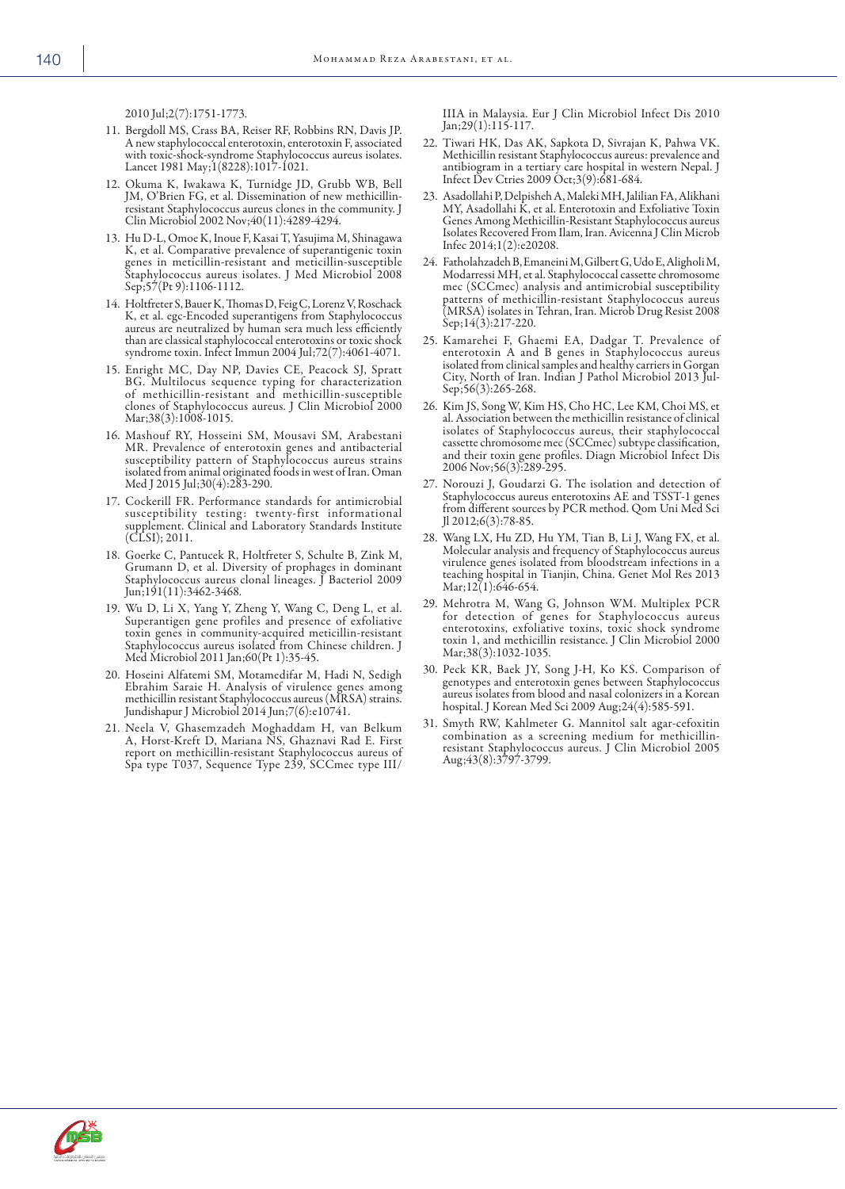2010 Jul;2(7):1751-1773.

11. Bergdoll MS, Crass BA, Reiser RF, Robbins RN, Davis JP. A new staphylococcal enterotoxin, enterotoxin F, associated with toxic-shock-syndrome Staphylococcus aureus isolates. Lancet 1981 May;1(8228):1017-1021.
12. Okuma K, Iwakawa K, Turnidge JD, Grubb WB, Bell JM, O'Brien FG, et al. Dissemination of new methicillin-resistant Staphylococcus aureus clones in the community. J Clin Microbiol 2002 Nov;40(11):4289-4294.
13. Hu D-L, Omoe K, Inoue F, Kasai T, Yasujima M, Shinagawa K, et al. Comparative prevalence of superantigenic toxin genes in meticillin-resistant and meticillin-susceptible Staphylococcus aureus isolates. J Med Microbiol 2008 Sep;57(Pt 9):1106-1112.
14. Holtfreter S, Bauer K, Thomas D, Feig C, Lorenz V, Roschack K, et al. egc-Encoded superantigens from Staphylococcus aureus are neutralized by human sera much less efficiently than are classical staphylococcal enterotoxins or toxic shock syndrome toxin. Infect Immun 2004 Jul;72(7):4061-4071.
15. Enright MC, Day NP, Davies CE, Peacock SJ, Spratt BG. Multilocus sequence typing for characterization of methicillin-resistant and methicillin-susceptible clones of Staphylococcus aureus. J Clin Microbiol 2000 Mar;38(3):1008-1015.
16. Mashouf RY, Hosseini SM, Mousavi SM, Arabestani MR. Prevalence of enterotoxin genes and antibacterial susceptibility pattern of Staphylococcus aureus strains isolated from animal originated foods in west of Iran. Oman Med J 2015 Jul;30(4):283-290.
17. Cockerill FR. Performance standards for antimicrobial susceptibility testing: twenty-first informational supplement. Clinical and Laboratory Standards Institute (CLSI); 2011.
18. Goerke C, Pantucek R, Holtfreter S, Schulte B, Zink M, Grumann D, et al. Diversity of prophages in dominant Staphylococcus aureus clonal lineages. J Bacteriol 2009 Jun;191(11):3462-3468.
19. Wu D, Li X, Yang Y, Zheng Y, Wang C, Deng L, et al. Superantigen gene profiles and presence of exfoliative toxin genes in community-acquired meticillin-resistant Staphylococcus aureus isolated from Chinese children. J Med Microbiol 2011 Jan;60(Pt 1):35-45.
20. Hoseini Alfatemi SM, Motamedifar M, Hadi N, Sedigh Ebrahim Saraie H. Analysis of virulence genes among methicillin resistant Staphylococcus aureus (MRSA) strains. Jundishapur J Microbiol 2014 Jun;7(6):e10741.
21. Neela V, Ghasemzadeh Moghaddam H, van Belkum A, Horst-Kreft D, Mariana NS, Ghaznavi Rad E. First report on methicillin-resistant Staphylococcus aureus of Spa type T037, Sequence Type 239, SCCmec type III/IIIA in Malaysia. Eur J Clin Microbiol Infect Dis 2010 Jan;29(1):115-117.
22. Tiwari HK, Das AK, Sapkota D, Sivrajan K, Pahwa VK. Methicillin resistant Staphylococcus aureus: prevalence and antibiogram in a tertiary care hospital in western Nepal. J Infect Dev Ctries 2009 Oct;3(9):681-684.
23. Asadollahi P, Delpisheh A, Maleki MH, Jalilian FA, Alikhani MY, Asadollahi K, et al. Enterotoxin and Exfoliative Toxin Genes Among Methicillin-Resistant Staphylococcus aureus Isolates Recovered From Ilam, Iran. Avicenna J Clin Microb Infec 2014;1(2):e20208.
24. Fatholahzadeh B, Emaneini M, Gilbert G, Udo E, Aligholi M, Modarressi MH, et al. Staphylococcal cassette chromosome mec (SCCmec) analysis and antimicrobial susceptibility patterns of methicillin-resistant Staphylococcus aureus (MRSA) isolates in Tehran, Iran. Microb Drug Resist 2008 Sep;14(3):217-220.
25. Kamarehei F, Ghaemi EA, Dadgar T. Prevalence of enterotoxin A and B genes in Staphylococcus aureus isolated from clinical samples and healthy carriers in Gorgan City, North of Iran. Indian J Pathol Microbiol 2013 Jul-Sep;56(3):265-268.
26. Kim JS, Song W, Kim HS, Cho HC, Lee KM, Choi MS, et al. Association between the methicillin resistance of clinical isolates of Staphylococcus aureus, their staphylococcal cassette chromosome mec (SCCmec) subtype classification, and their toxin gene profiles. Diagn Microbiol Infect Dis 2006 Nov;56(3):289-295.
27. Norouzi J, Goudarzi G. The isolation and detection of Staphylococcus aureus enterotoxins AE and TSST-1 genes from different sources by PCR method. Qom Uni Med Sci Jl 2012;6(3):78-85.
28. Wang LX, Hu ZD, Hu YM, Tian B, Li J, Wang FX, et al. Molecular analysis and frequency of Staphylococcus aureus virulence genes isolated from bloodstream infections in a teaching hospital in Tianjin, China. Genet Mol Res 2013 Mar;12(1):646-654.
29. Mehrotra M, Wang G, Johnson WM. Multiplex PCR for detection of genes for Staphylococcus aureus enterotoxins, exfoliative toxins, toxic shock syndrome toxin 1, and methicillin resistance. J Clin Microbiol 2000 Mar;38(3):1032-1035.
30. Peck KR, Baek JY, Song J-H, Ko KS. Comparison of genotypes and enterotoxin genes between Staphylococcus aureus isolates from blood and nasal colonizers in a Korean hospital. J Korean Med Sci 2009 Aug;24(4):585-591.
31. Smyth RW, Kahlmeter G. Mannitol salt agar-cefoxitin combination as a screening medium for methicillin-resistant Staphylococcus aureus. J Clin Microbiol 2005 Aug;43(8):3797-3799.